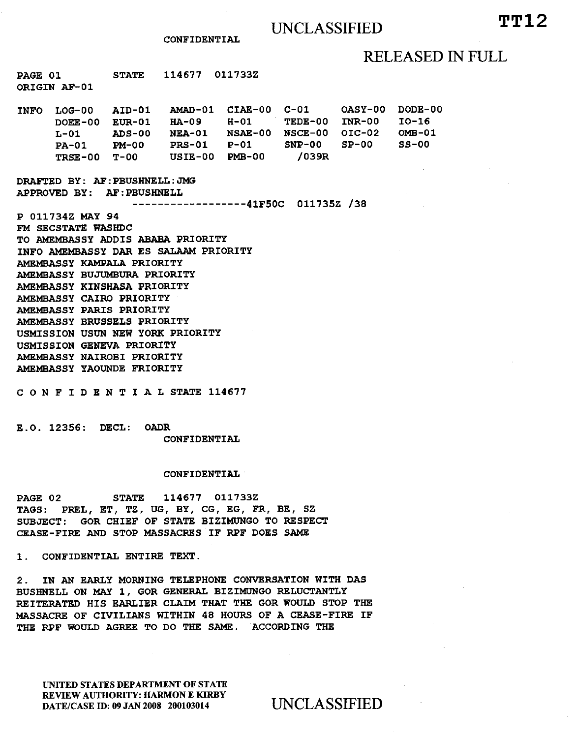UNCLASSIFIED

**TT12**

CONFIDENTIAL

RELEASED IN FULL

PAGE 01 STATE 114677 011733Z
ORIGIN AF-01

```
INFO  LOG-00   AID-01   AMAD-01  CIAE-00  C-01     OASY-00  DODE-00
      DOEE-00  EUR-01   HA-09    H-01     TEDE-00  INR-00   IO-16
      L-01     ADS-00   NEA-01   NSAE-00  NSCE-00  OIC-02   OMB-01
      PA-01    PM-00    PRS-01   P-01     SNP-00   SP-00    SS-00
      TRSE-00  T-00     USIE-00  PMB-00    /039R
```

DRAFTED BY: AF:PBUSHNELL:JMG
APPROVED BY: AF:PBUSHNELL
------------------41F50C 011735Z /38
P 011734Z MAY 94
FM SECSTATE WASHDC
TO AMEMBASSY ADDIS ABABA PRIORITY
INFO AMEMBASSY DAR ES SALAAM PRIORITY
AMEMBASSY KAMPALA PRIORITY
AMEMBASSY BUJUMBURA PRIORITY
AMEMBASSY KINSHASA PRIORITY
AMEMBASSY CAIRO PRIORITY
AMEMBASSY PARIS PRIORITY
AMEMBASSY BRUSSELS PRIORITY
USMISSION USUN NEW YORK PRIORITY
USMISSION GENEVA PRIORITY
AMEMBASSY NAIROBI PRIORITY
AMEMBASSY YAOUNDE FRIORITY

C O N F I D E N T I A L STATE 114677

E.O. 12356: DECL: OADR
CONFIDENTIAL

CONFIDENTIAL

PAGE 02 STATE 114677 011733Z
TAGS: PREL, ET, TZ, UG, BY, CG, EG, FR, BE, SZ
SUBJECT: GOR CHIEF OF STATE BIZIMUNGO TO RESPECT CEASE-FIRE AND STOP MASSACRES IF RPF DOES SAME

1. CONFIDENTIAL ENTIRE TEXT.

2. IN AN EARLY MORNING TELEPHONE CONVERSATION WITH DAS BUSHNELL ON MAY 1, GOR GENERAL BIZIMUNGO RELUCTANTLY REITERATED HIS EARLIER CLAIM THAT THE GOR WOULD STOP THE MASSACRE OF CIVILIANS WITHIN 48 HOURS OF A CEASE-FIRE IF THE RPF WOULD AGREE TO DO THE SAME. ACCORDING THE

UNITED STATES DEPARTMENT OF STATE
REVIEW AUTHORITY: HARMON E KIRBY
DATE/CASE ID: 09 JAN 2008 200103014

UNCLASSIFIED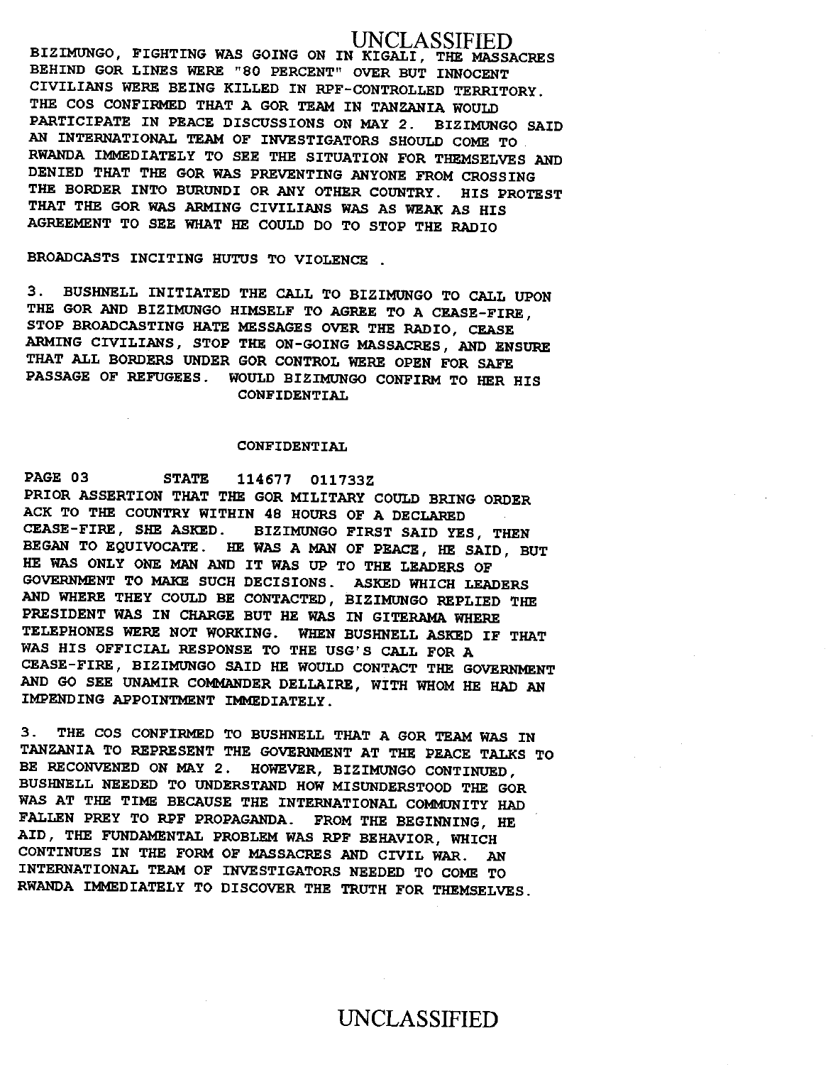BIZIMUNGO, FIGHTING WAS GOING ON IN KIGALI, THE MASSACRES BEHIND GOR LINES WERE "80 PERCENT" OVER BUT INNOCENT CIVILIANS WERE BEING KILLED IN RPF-CONTROLLED TERRITORY. THE COS CONFIRMED THAT A GOR TEAM IN TANZANIA WOULD PARTICIPATE IN PEACE DISCUSSIONS ON MAY 2. BIZIMUNGO SAID AN INTERNATIONAL TEAM OF INVESTIGATORS SHOULD COME TO RWANDA IMMEDIATELY TO SEE THE SITUATION FOR THEMSELVES AND DENIED THAT THE GOR WAS PREVENTING ANYONE FROM CROSSING THE BORDER INTO BURUNDI OR ANY OTHER COUNTRY. HIS PROTEST THAT THE GOR WAS ARMING CIVILIANS WAS AS WEAK AS HIS AGREEMENT TO SEE WHAT HE COULD DO TO STOP THE RADIO BROADCASTS INCITING HUTUS TO VIOLENCE .

3. BUSHNELL INITIATED THE CALL TO BIZIMUNGO TO CALL UPON THE GOR AND BIZIMUNGO HIMSELF TO AGREE TO A CEASE-FIRE, STOP BROADCASTING HATE MESSAGES OVER THE RADIO, CEASE ARMING CIVILIANS, STOP THE ON-GOING MASSACRES, AND ENSURE THAT ALL BORDERS UNDER GOR CONTROL WERE OPEN FOR SAFE PASSAGE OF REFUGEES. WOULD BIZIMUNGO CONFIRM TO HER HIS

CONFIDENTIAL

CONFIDENTIAL

PAGE 03 STATE 114677 011733Z

PRIOR ASSERTION THAT THE GOR MILITARY COULD BRING ORDER ACK TO THE COUNTRY WITHIN 48 HOURS OF A DECLARED CEASE-FIRE, SHE ASKED. BIZIMUNGO FIRST SAID YES, THEN BEGAN TO EQUIVOCATE. HE WAS A MAN OF PEACE, HE SAID, BUT HE WAS ONLY ONE MAN AND IT WAS UP TO THE LEADERS OF GOVERNMENT TO MAKE SUCH DECISIONS. ASKED WHICH LEADERS AND WHERE THEY COULD BE CONTACTED, BIZIMUNGO REPLIED THE PRESIDENT WAS IN CHARGE BUT HE WAS IN GITERAMA WHERE TELEPHONES WERE NOT WORKING. WHEN BUSHNELL ASKED IF THAT WAS HIS OFFICIAL RESPONSE TO THE USG'S CALL FOR A CEASE-FIRE, BIZIMUNGO SAID HE WOULD CONTACT THE GOVERNMENT AND GO SEE UNAMIR COMMANDER DELLAIRE, WITH WHOM HE HAD AN IMPENDING APPOINTMENT IMMEDIATELY.

3. THE COS CONFIRMED TO BUSHNELL THAT A GOR TEAM WAS IN TANZANIA TO REPRESENT THE GOVERNMENT AT THE PEACE TALKS TO BE RECONVENED ON MAY 2. HOWEVER, BIZIMUNGO CONTINUED, BUSHNELL NEEDED TO UNDERSTAND HOW MISUNDERSTOOD THE GOR WAS AT THE TIME BECAUSE THE INTERNATIONAL COMMUNITY HAD FALLEN PREY TO RPF PROPAGANDA. FROM THE BEGINNING, HE AID, THE FUNDAMENTAL PROBLEM WAS RPF BEHAVIOR, WHICH CONTINUES IN THE FORM OF MASSACRES AND CIVIL WAR. AN INTERNATIONAL TEAM OF INVESTIGATORS NEEDED TO COME TO RWANDA IMMEDIATELY TO DISCOVER THE TRUTH FOR THEMSELVES.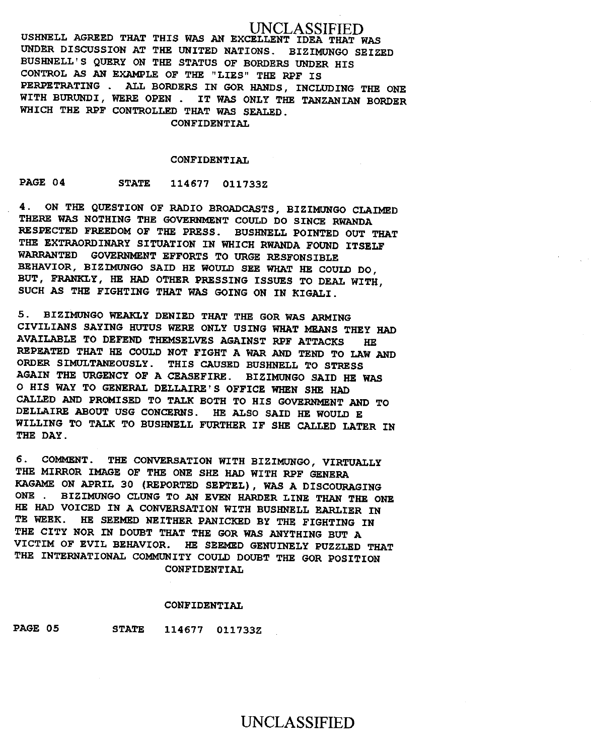USHNELL AGREED THAT THIS WAS AN EXCELLENT IDEA THAT WAS UNDER DISCUSSION AT THE UNITED NATIONS. BIZIMUNGO SEIZED BUSHNELL'S QUERY ON THE STATUS OF BORDERS UNDER HIS CONTROL AS AN EXAMPLE OF THE "LIES" THE RPF IS PERPETRATING . ALL BORDERS IN GOR HANDS, INCLUDING THE ONE WITH BURUNDI, WERE OPEN . IT WAS ONLY THE TANZANIAN BORDER WHICH THE RPF CONTROLLED THAT WAS SEALED.

CONFIDENTIAL

CONFIDENTIAL

PAGE 04 STATE 114677 011733Z

4. ON THE QUESTION OF RADIO BROADCASTS, BIZIMUNGO CLAIMED THERE WAS NOTHING THE GOVERNMENT COULD DO SINCE RWANDA RESPECTED FREEDOM OF THE PRESS. BUSHNELL POINTED OUT THAT THE EXTRAORDINARY SITUATION IN WHICH RWANDA FOUND ITSELF WARRANTED GOVERNMENT EFFORTS TO URGE RESFONSIBLE BEHAVIOR, BIZIMUNGO SAID HE WOULD SEE WHAT HE COULD DO, BUT, FRANKLY, HE HAD OTHER PRESSING ISSUES TO DEAL WITH, SUCH AS THE FIGHTING THAT WAS GOING ON IN KIGALI.

5. BIZIMUNGO WEAKLY DENIED THAT THE GOR WAS ARMING CIVILIANS SAYING HUTUS WERE ONLY USING WHAT MEANS THEY HAD AVAILABLE TO DEFEND THEMSELVES AGAINST RPF ATTACKS HE REPEATED THAT HE COULD NOT FIGHT A WAR AND TEND TO LAW AND ORDER SIMULTANEOUSLY. THIS CAUSED BUSHNELL TO STRESS AGAIN THE URGENCY OF A CEASEFIRE. BIZIMUNGO SAID HE WAS O HIS WAY TO GENERAL DELLAIRE'S OFFICE WHEN SHE HAD CALLED AND PROMISED TO TALK BOTH TO HIS GOVERNMENT AND TO DELLAIRE ABOUT USG CONCERNS. HE ALSO SAID HE WOULD E WILLING TO TALK TO BUSHNELL FURTHER IF SHE CALLED LATER IN THE DAY.

6. COMMENT. THE CONVERSATION WITH BIZIMUNGO, VIRTUALLY THE MIRROR IMAGE OF THE ONE SHE HAD WITH RPF GENERA KAGAME ON APRIL 30 (REPORTED SEPTEL), WAS A DISCOURAGING ONE . BIZIMUNGO CLUNG TO AN EVEN HARDER LINE THAN THE ONE HE HAD VOICED IN A CONVERSATION WITH BUSHNELL EARLIER IN TE WEEK. HE SEEMED NEITHER PANICKED BY THE FIGHTING IN THE CITY NOR IN DOUBT THAT THE GOR WAS ANYTHING BUT A VICTIM OF EVIL BEHAVIOR. HE SEEMED GENUINELY PUZZLED THAT THE INTERNATIONAL COMMUNITY COULD DOUBT THE GOR POSITION

CONFIDENTIAL

CONFIDENTIAL

PAGE 05 STATE 114677 011733Z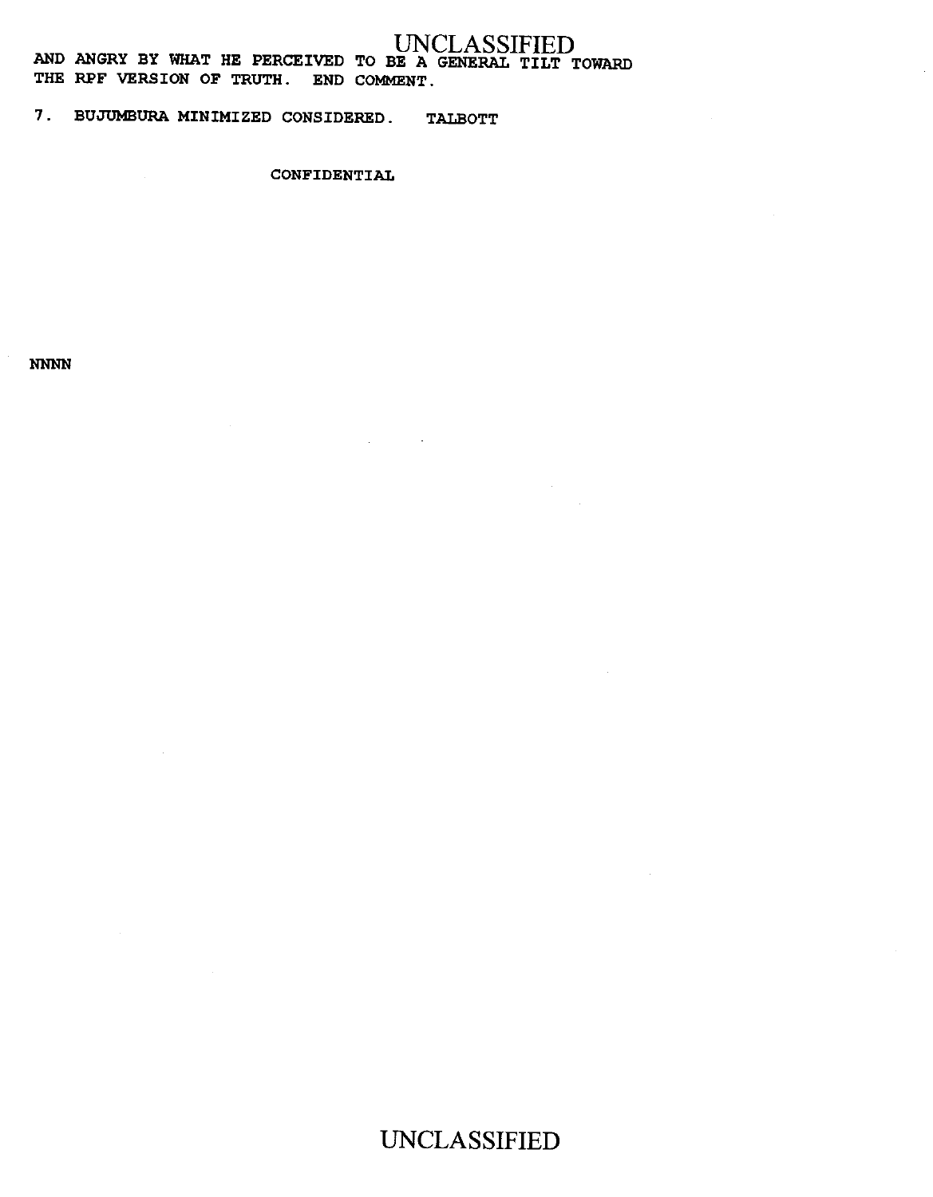AND ANGRY BY WHAT HE PERCEIVED TO BE A GENERAL TILT TOWARD THE RPF VERSION OF TRUTH. END COMMENT.

7. BUJUMBURA MINIMIZED CONSIDERED. TALBOTT

CONFIDENTIAL

NNNN